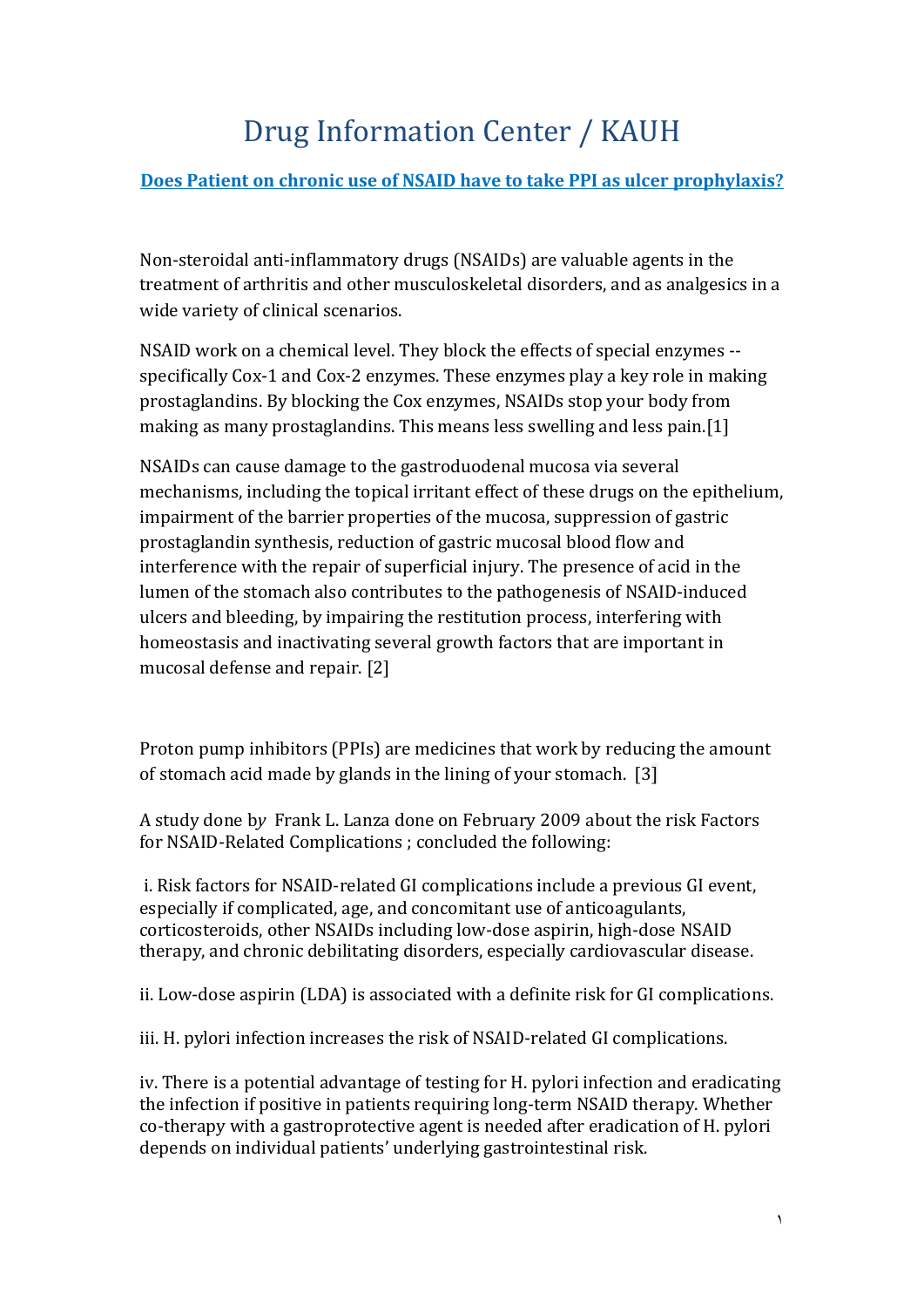# Drug Information Center / KAUH

**Does Patient on chronic use of NSAID have to take PPI as ulcer prophylaxis?**

Non-steroidal anti-inflammatory drugs (NSAIDs) are valuable agents in the treatment of arthritis and other musculoskeletal disorders, and as analgesics in a wide variety of clinical scenarios.

NSAID work on a chemical level. They block the effects of special enzymes -- specifically Cox-1 and Cox-2 enzymes. These enzymes play a key role in making prostaglandins. By blocking the Cox enzymes, NSAIDs stop your body from making as many prostaglandins. This means less swelling and less pain.[1]

NSAIDs can cause damage to the gastroduodenal mucosa via several mechanisms, including the topical irritant effect of these drugs on the epithelium, impairment of the barrier properties of the mucosa, suppression of gastric prostaglandin synthesis, reduction of gastric mucosal blood flow and interference with the repair of superficial injury. The presence of acid in the lumen of the stomach also contributes to the pathogenesis of NSAID-induced ulcers and bleeding, by impairing the restitution process, interfering with homeostasis and inactivating several growth factors that are important in mucosal defense and repair. [2]

Proton pump inhibitors (PPIs) are medicines that work by reducing the amount of stomach acid made by glands in the lining of your stomach. [3]

A study done b*y* Frank L. Lanza done on February 2009 about the risk Factors for NSAID-Related Complications ; concluded the following:

i. Risk factors for NSAID-related GI complications include a previous GI event, especially if complicated, age, and concomitant use of anticoagulants, corticosteroids, other NSAIDs including low-dose aspirin, high-dose NSAID therapy, and chronic debilitating disorders, especially cardiovascular disease.

ii. Low-dose aspirin (LDA) is associated with a definite risk for GI complications.

iii. H. pylori infection increases the risk of NSAID-related GI complications.

iv. There is a potential advantage of testing for H. pylori infection and eradicating the infection if positive in patients requiring long-term NSAID therapy. Whether co-therapy with a gastroprotective agent is needed after eradication of H. pylori depends on individual patients' underlying gastrointestinal risk.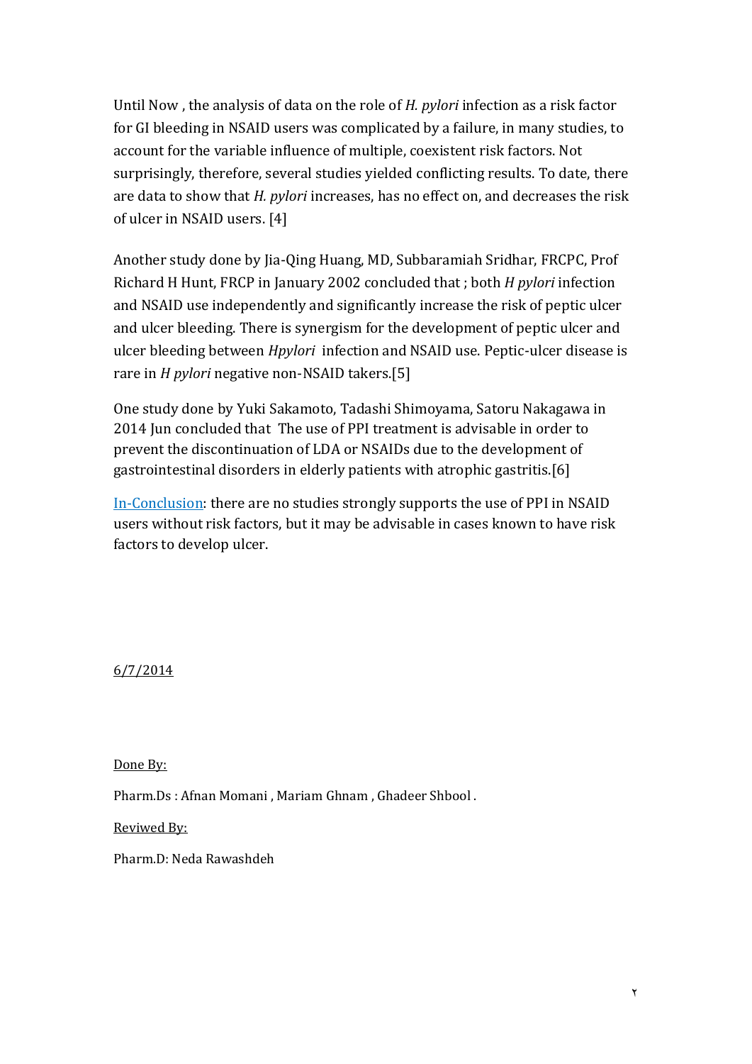Until Now , the analysis of data on the role of *H. pylori* infection as a risk factor for GI bleeding in NSAID users was complicated by a failure, in many studies, to account for the variable influence of multiple, coexistent risk factors. Not surprisingly, therefore, several studies yielded conflicting results. To date, there are data to show that *H. pylori* increases, has no effect on, and decreases the risk of ulcer in NSAID users. [4]

Another study done by Jia-Qing Huang, MD, Subbaramiah Sridhar, FRCPC, Prof Richard H Hunt, FRCP in January 2002 concluded that ; both *H pylori* infection and NSAID use independently and significantly increase the risk of peptic ulcer and ulcer bleeding. There is synergism for the development of peptic ulcer and ulcer bleeding between *Hpylori* infection and NSAID use. Peptic-ulcer disease is rare in *H pylori* negative non-NSAID takers.[5]

One study done by Yuki Sakamoto, Tadashi Shimoyama, Satoru Nakagawa in 2014 Jun concluded that The use of PPI treatment is advisable in order to prevent the discontinuation of LDA or NSAIDs due to the development of gastrointestinal disorders in elderly patients with atrophic gastritis.[6]

In-Conclusion: there are no studies strongly supports the use of PPI in NSAID users without risk factors, but it may be advisable in cases known to have risk factors to develop ulcer.

6/7/2014

Done By:

Pharm.Ds : Afnan Momani , Mariam Ghnam , Ghadeer Shbool .

Reviwed By:

Pharm.D: Neda Rawashdeh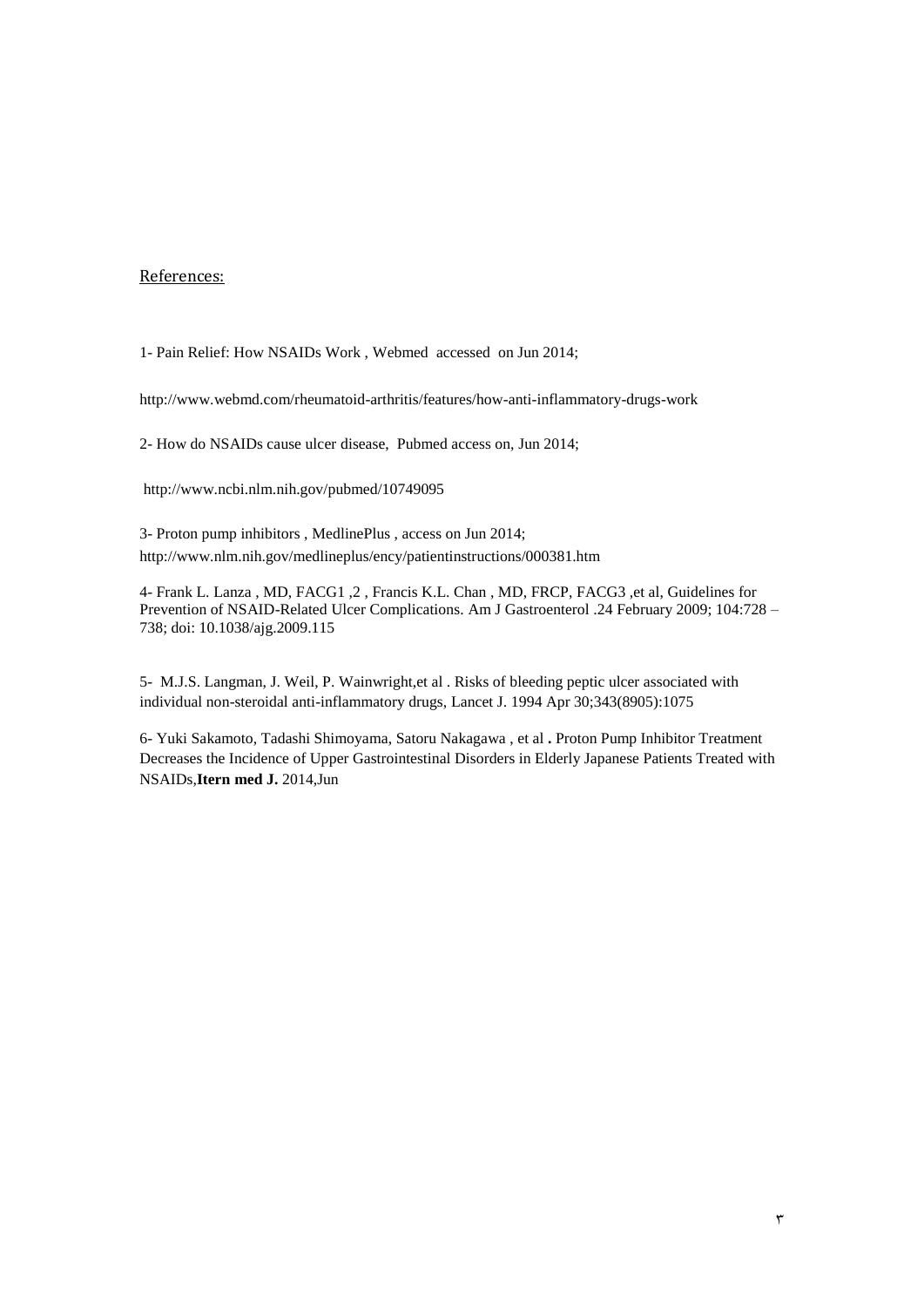References:

1- Pain Relief: How NSAIDs Work , Webmed accessed on Jun 2014;

http://www.webmd.com/rheumatoid-arthritis/features/how-anti-inflammatory-drugs-work

2- How do NSAIDs cause ulcer disease, Pubmed access on, Jun 2014;

http://www.ncbi.nlm.nih.gov/pubmed/10749095

3- Proton pump inhibitors , MedlinePlus , access on Jun 2014;
http://www.nlm.nih.gov/medlineplus/ency/patientinstructions/000381.htm

4- Frank L. Lanza , MD, FACG1 ,2 , Francis K.L. Chan , MD, FRCP, FACG3 ,et al, Guidelines for Prevention of NSAID-Related Ulcer Complications. Am J Gastroenterol .24 February 2009; 104:728 – 738; doi: 10.1038/ajg.2009.115

5- M.J.S. Langman, J. Weil, P. Wainwright,et al . Risks of bleeding peptic ulcer associated with individual non-steroidal anti-inflammatory drugs, Lancet J. 1994 Apr 30;343(8905):1075

6- Yuki Sakamoto, Tadashi Shimoyama, Satoru Nakagawa , et al **.** Proton Pump Inhibitor Treatment Decreases the Incidence of Upper Gastrointestinal Disorders in Elderly Japanese Patients Treated with NSAIDs,**Itern med J.** 2014,Jun